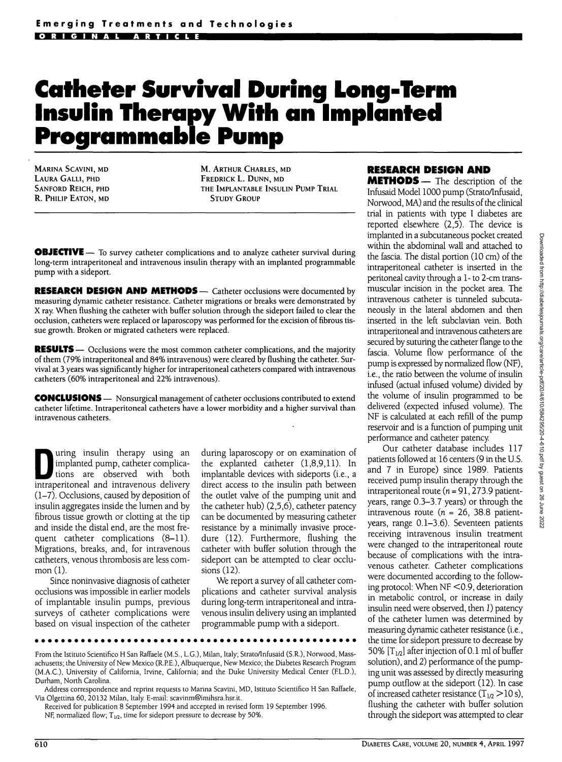Emerging Treatments and Technologies

ORIGINAL ARTICLE

# Catheter Survival During Long-Term Insulin Therapy With an Implanted Programmable Pump

MARINA SCAVINI, MD
LAURA GALLI, PHD
SANFORD REICH, PHD
R. PHILIP EATON, MD
M. ARTHUR CHARLES, MD
FREDRICK L. DUNN, MD
THE IMPLANTABLE INSULIN PUMP TRIAL STUDY GROUP

**OBJECTIVE** — To survey catheter complications and to analyze catheter survival during long-term intraperitoneal and intravenous insulin therapy with an implanted programmable pump with a sideport.

**RESEARCH DESIGN AND METHODS** — Catheter occlusions were documented by measuring dynamic catheter resistance. Catheter migrations or breaks were demonstrated by X ray. When flushing the catheter with buffer solution through the sideport failed to clear the occlusion, catheters were replaced or laparoscopy was performed for the excision of fibrous tissue growth. Broken or migrated catheters were replaced.

**RESULTS** — Occlusions were the most common catheter complications, and the majority of them (79% intraperitoneal and 84% intravenous) were cleared by flushing the catheter. Survival at 3 years was significantly higher for intraperitoneal catheters compared with intravenous catheters (60% intraperitoneal and 22% intravenous).

**CONCLUSIONS** — Nonsurgical management of catheter occlusions contributed to extend catheter lifetime. Intraperitoneal catheters have a lower morbidity and a higher survival than intravenous catheters.

During insulin therapy using an implanted pump, catheter complications are observed with both intraperitoneal and intravenous delivery (1–7). Occlusions, caused by deposition of insulin aggregates inside the lumen and by fibrous tissue growth or clotting at the tip and inside the distal end, are the most frequent catheter complications (8–11). Migrations, breaks, and, for intravenous catheters, venous thrombosis are less common (1).

Since noninvasive diagnosis of catheter occlusions was impossible in earlier models of implantable insulin pumps, previous surveys of catheter complications were based on visual inspection of the catheter during laparoscopy or on examination of the explanted catheter (1,8,9,11). In implantable devices with sideports (i.e., a direct access to the insulin path between the outlet valve of the pumping unit and the catheter hub) (2,5,6), catheter patency can be documented by measuring catheter resistance by a minimally invasive procedure (12). Furthermore, flushing the catheter with buffer solution through the sideport can be attempted to clear occlusions (12).

We report a survey of all catheter complications and catheter survival analysis during long-term intraperitoneal and intravenous insulin delivery using an implanted programmable pump with a sideport.

From the Istituto Scientifico H San Raffaele (M.S., L.G.), Milan, Italy; Strato/Infusaid (S.R.), Norwood, Massachusetts; the University of New Mexico (R.P.E.), Albuquerque, New Mexico; the Diabetes Research Program (M.A.C.), University of California, Irvine, California; and the Duke University Medical Center (F.L.D.), Durham, North Carolina.

Address correspondence and reprint requests to Marina Scavini, MD, Istituto Scientifico H San Raffaele, Via Olgettina 60, 20132 Milan, Italy. E-mail: scavinm@imihsra.hsr.it.

Received for publication 8 September 1994 and accepted in revised form 19 September 1996.

NF, normalized flow; $T_{1/2}$, time for sideport pressure to decrease by 50%.

## RESEARCH DESIGN AND METHODS

The description of the Infusaid Model 1000 pump (Strato/Infusaid, Norwood, MA) and the results of the clinical trial in patients with type I diabetes are reported elsewhere (2,5). The device is implanted in a subcutaneous pocket created within the abdominal wall and attached to the fascia. The distal portion (10 cm) of the intraperitoneal catheter is inserted in the peritoneal cavity through a 1- to 2-cm transmuscular incision in the pocket area. The intravenous catheter is tunneled subcutaneously in the lateral abdomen and then inserted in the left subclavian vein. Both intraperitoneal and intravenous catheters are secured by suturing the catheter flange to the fascia. Volume flow performance of the pump is expressed by normalized flow (NF), i.e., the ratio between the volume of insulin infused (actual infused volume) divided by the volume of insulin programmed to be delivered (expected infused volume). The NF is calculated at each refill of the pump reservoir and is a function of pumping unit performance and catheter patency.

Our catheter database includes 117 patients followed at 16 centers (9 in the U.S. and 7 in Europe) since 1989. Patients received pump insulin therapy through the intraperitoneal route ($n$ = 91, 273.9 patient-years, range 0.3–3.7 years) or through the intravenous route ($n$ = 26, 38.8 patient-years, range 0.1–3.6). Seventeen patients receiving intravenous insulin treatment were changed to the intraperitoneal route because of complications with the intravenous catheter. Catheter complications were documented according to the following protocol: When NF <0.9, deterioration in metabolic control, or increase in daily insulin need were observed, then *1*) patency of the catheter lumen was determined by measuring dynamic catheter resistance (i.e., the time for sideport pressure to decrease by 50% [$T_{1/2}$] after injection of 0.1 ml of buffer solution), and *2*) performance of the pumping unit was assessed by directly measuring pump outflow at the sideport (12). In case of increased catheter resistance ($T_{1/2}$ >10 s), flushing the catheter with buffer solution through the sideport was attempted to clear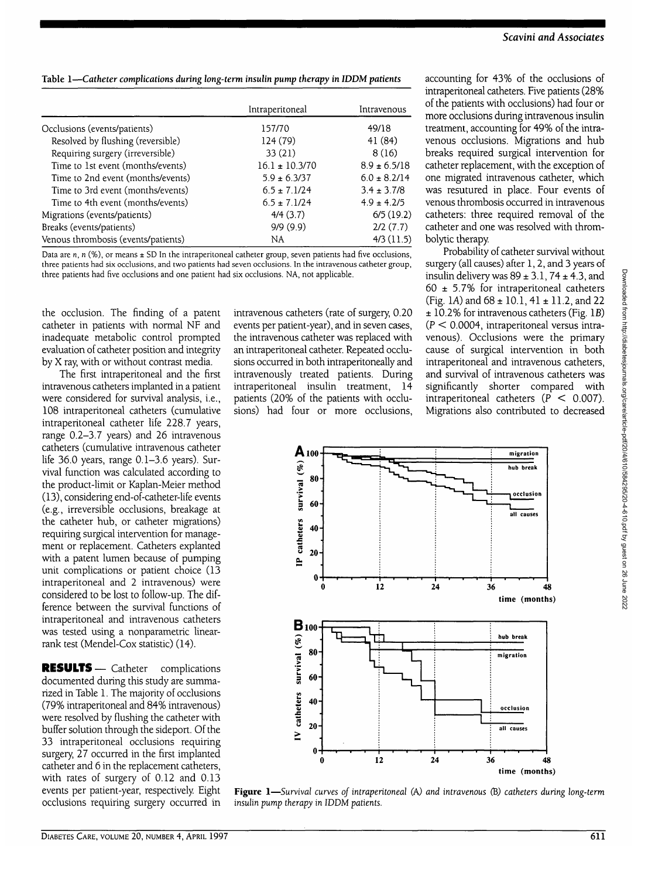Table 1—*Catheter complications during long-term insulin pump therapy in IDDM patients*

| | Intraperitoneal | Intravenous |
|---|---|---|
| Occlusions (events/patients) | 157/70 | 49/18 |
| Resolved by flushing (reversible) | 124 (79) | 41 (84) |
| Requiring surgery (irreversible) | 33 (21) | 8 (16) |
| Time to 1st event (months/events) | 16.1 ± 10.3/70 | 8.9 ± 6.5/18 |
| Time to 2nd event (months/events) | 5.9 ± 6.3/37 | 6.0 ± 8.2/14 |
| Time to 3rd event (months/events) | 6.5 ± 7.1/24 | 3.4 ± 3.7/8 |
| Time to 4th event (months/events) | 6.5 ± 7.1/24 | 4.9 ± 4.2/5 |
| Migrations (events/patients) | 4/4 (3.7) | 6/5 (19.2) |
| Breaks (events/patients) | 9/9 (9.9) | 2/2 (7.7) |
| Venous thrombosis (events/patients) | NA | 4/3 (11.5) |

Data are *n*, *n* (%), or means ± SD In the intraperitoneal catheter group, seven patients had five occlusions, three patients had six occlusions, and two patients had seven occlusions. In the intravenous catheter group, three patients had five occlusions and one patient had six occlusions. NA, not applicable.

the occlusion. The finding of a patent catheter in patients with normal NF and inadequate metabolic control prompted evaluation of catheter position and integrity by X ray, with or without contrast media.

The first intraperitoneal and the first intravenous catheters implanted in a patient were considered for survival analysis, i.e., 108 intraperitoneal catheters (cumulative intraperitoneal catheter life 228.7 years, range 0.2–3.7 years) and 26 intravenous catheters (cumulative intravenous catheter life 36.0 years, range 0.1–3.6 years). Survival function was calculated according to the product-limit or Kaplan-Meier method (13), considering end-of-catheter-life events (e.g., irreversible occlusions, breakage at the catheter hub, or catheter migrations) requiring surgical intervention for management or replacement. Catheters explanted with a patent lumen because of pumping unit complications or patient choice (13 intraperitoneal and 2 intravenous) were considered to be lost to follow-up. The difference between the survival functions of intraperitoneal and intravenous catheters was tested using a nonparametric linear-rank test (Mendel-Cox statistic) (14).

**RESULTS** — Catheter complications documented during this study are summarized in Table 1. The majority of occlusions (79% intraperitoneal and 84% intravenous) were resolved by flushing the catheter with buffer solution through the sideport. Of the 33 intraperitoneal occlusions requiring surgery, 27 occurred in the first implanted catheter and 6 in the replacement catheters, with rates of surgery of 0.12 and 0.13 events per patient-year, respectively. Eight occlusions requiring surgery occurred in intravenous catheters (rate of surgery, 0.20 events per patient-year), and in seven cases, the intravenous catheter was replaced with an intraperitoneal catheter. Repeated occlusions occurred in both intraperitoneally and intravenously treated patients. During intraperitoneal insulin treatment, 14 patients (20% of the patients with occlusions) had four or more occlusions, accounting for 43% of the occlusions of intraperitoneal catheters. Five patients (28% of the patients with occlusions) had four or more occlusions during intravenous insulin treatment, accounting for 49% of the intravenous occlusions. Migrations and hub breaks required surgical intervention for catheter replacement, with the exception of one migrated intravenous catheter, which was resutured in place. Four events of venous thrombosis occurred in intravenous catheters: three required removal of the catheter and one was resolved with thrombolytic therapy.

Probability of catheter survival without surgery (all causes) after 1, 2, and 3 years of insulin delivery was 89 ± 3.1, 74 ± 4.3, and 60 ± 5.7% for intraperitoneal catheters (Fig. 1*A*) and 68 ± 10.1, 41 ± 11.2, and 22 ± 10.2% for intravenous catheters (Fig. 1*B*) ($P < 0.0004$, intraperitoneal versus intravenous). Occlusions were the primary cause of surgical intervention in both intraperitoneal and intravenous catheters, and survival of intravenous catheters was significantly shorter compared with intraperitoneal catheters ($P < 0.007$). Migrations also contributed to decreased

**Figure 1**—*Survival curves of intraperitoneal (A) and intravenous (B) catheters during long-term insulin pump therapy in IDDM patients.*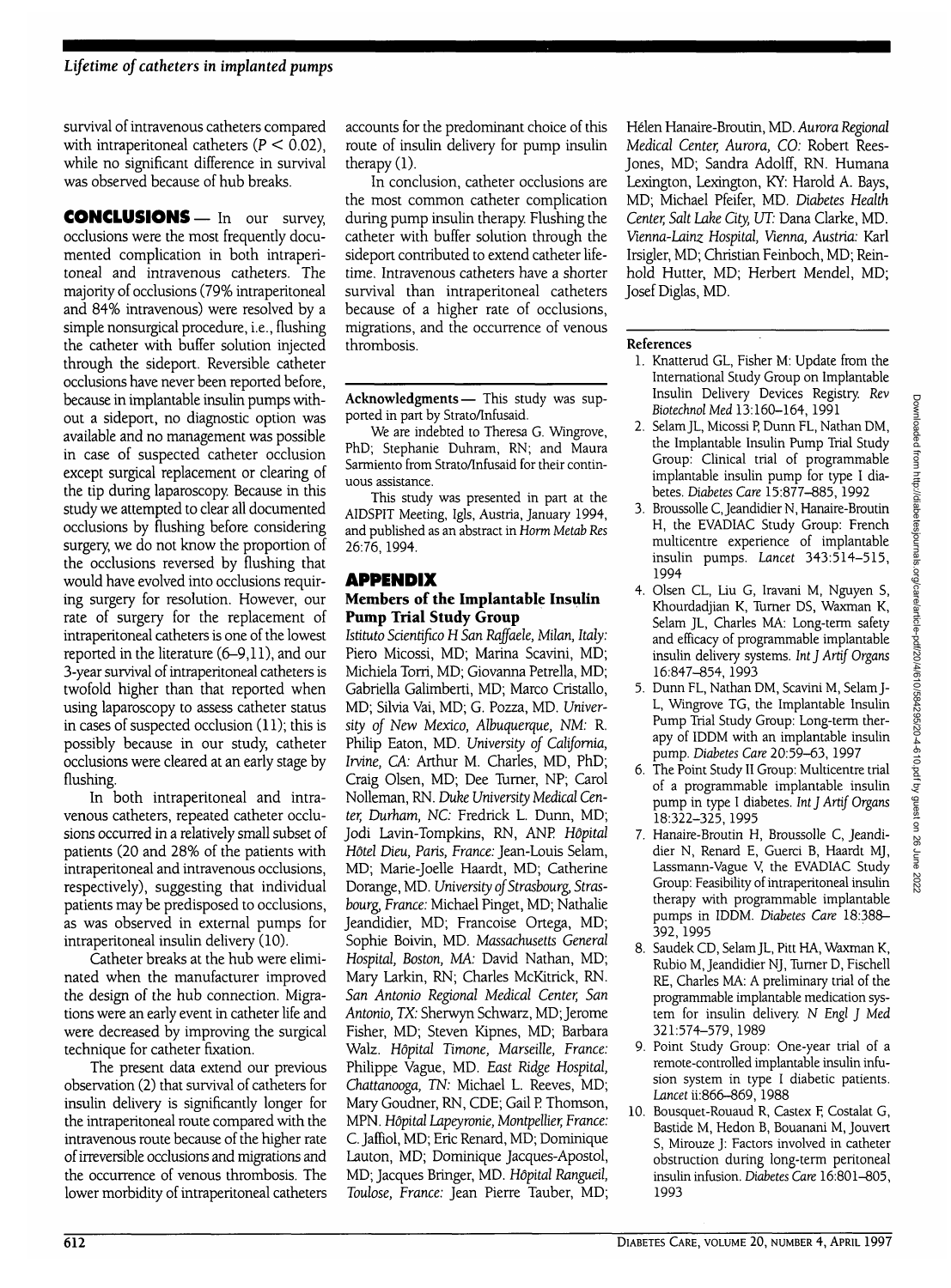survival of intravenous catheters compared with intraperitoneal catheters ($P < 0.02$), while no significant difference in survival was observed because of hub breaks.

## CONCLUSIONS

In our survey, occlusions were the most frequently documented complication in both intraperitoneal and intravenous catheters. The majority of occlusions (79% intraperitoneal and 84% intravenous) were resolved by a simple nonsurgical procedure, i.e., flushing the catheter with buffer solution injected through the sideport. Reversible catheter occlusions have never been reported before, because in implantable insulin pumps without a sideport, no diagnostic option was available and no management was possible in case of suspected catheter occlusion except surgical replacement or clearing of the tip during laparoscopy. Because in this study we attempted to clear all documented occlusions by flushing before considering surgery, we do not know the proportion of the occlusions reversed by flushing that would have evolved into occlusions requiring surgery for resolution. However, our rate of surgery for the replacement of intraperitoneal catheters is one of the lowest reported in the literature (6–9,11), and our 3-year survival of intraperitoneal catheters is twofold higher than that reported when using laparoscopy to assess catheter status in cases of suspected occlusion (11); this is possibly because in our study, catheter occlusions were cleared at an early stage by flushing.

In both intraperitoneal and intravenous catheters, repeated catheter occlusions occurred in a relatively small subset of patients (20 and 28% of the patients with intraperitoneal and intravenous occlusions, respectively), suggesting that individual patients may be predisposed to occlusions, as was observed in external pumps for intraperitoneal insulin delivery (10).

Catheter breaks at the hub were eliminated when the manufacturer improved the design of the hub connection. Migrations were an early event in catheter life and were decreased by improving the surgical technique for catheter fixation.

The present data extend our previous observation (2) that survival of catheters for insulin delivery is significantly longer for the intraperitoneal route compared with the intravenous route because of the higher rate of irreversible occlusions and migrations and the occurrence of venous thrombosis. The lower morbidity of intraperitoneal catheters accounts for the predominant choice of this route of insulin delivery for pump insulin therapy (1).

In conclusion, catheter occlusions are the most common catheter complication during pump insulin therapy. Flushing the catheter with buffer solution through the sideport contributed to extend catheter lifetime. Intravenous catheters have a shorter survival than intraperitoneal catheters because of a higher rate of occlusions, migrations, and the occurrence of venous thrombosis.

**Acknowledgments** — This study was supported in part by Strato/Infusaid.

We are indebted to Theresa G. Wingrove, PhD; Stephanie Duhram, RN; and Maura Sarmiento from Strato/Infusaid for their continuous assistance.

This study was presented in part at the AIDSPIT Meeting, Igls, Austria, January 1994, and published as an abstract in *Horm Metab Res* 26:76, 1994.

## APPENDIX

### Members of the Implantable Insulin Pump Trial Study Group

*Istituto Scientifico H San Raffaele, Milan, Italy:* Piero Micossi, MD; Marina Scavini, MD; Michiela Torri, MD; Giovanna Petrella, MD; Gabriella Galimberti, MD; Marco Cristallo, MD; Silvia Vai, MD; G. Pozza, MD. *University of New Mexico, Albuquerque, NM:* R. Philip Eaton, MD. *University of California, Irvine, CA:* Arthur M. Charles, MD, PhD; Craig Olsen, MD; Dee Turner, NP; Carol Nolleman, RN. *Duke University Medical Center, Durham, NC:* Fredrick L. Dunn, MD; Jodi Lavin-Tompkins, RN, ANP. *Hôpital Hôtel Dieu, Paris, France:* Jean-Louis Selam, MD; Marie-Joelle Haardt, MD; Catherine Dorange, MD. *University of Strasbourg, Strasbourg, France:* Michael Pinget, MD; Nathalie Jeandidier, MD; Francoise Ortega, MD; Sophie Boivin, MD. *Massachusetts General Hospital, Boston, MA:* David Nathan, MD; Mary Larkin, RN; Charles McKitrick, RN. *San Antonio Regional Medical Center, San Antonio, TX:* Sherwyn Schwarz, MD; Jerome Fisher, MD; Steven Kipnes, MD; Barbara Walz. *Hôpital Timone, Marseille, France:* Philippe Vague, MD. *East Ridge Hospital, Chattanooga, TN:* Michael L. Reeves, MD; Mary Goudner, RN, CDE; Gail P. Thomson, MPN. *Hôpital Lapeyronie, Montpellier, France:* C. Jaffiol, MD; Eric Renard, MD; Dominique Lauton, MD; Dominique Jacques-Apostol, MD; Jacques Bringer, MD. *Hôpital Rangueil, Toulose, France:* Jean Pierre Tauber, MD; Hélen Hanaire-Broutin, MD. *Aurora Regional Medical Center, Aurora, CO:* Robert Rees-Jones, MD; Sandra Adolff, RN. *Humana Lexington, Lexington, KY:* Harold A. Bays, MD; Michael Pfeifer, MD. *Diabetes Health Center, Salt Lake City, UT:* Dana Clarke, MD. *Vienna-Lainz Hospital, Vienna, Austria:* Karl Irsigler, MD; Christian Feinboch, MD; Reinhold Hutter, MD; Herbert Mendel, MD; Josef Diglas, MD.

## References

1. Knatterud GL, Fisher M: Update from the International Study Group on Implantable Insulin Delivery Devices Registry. *Rev Biotechnol Med* 13:160–164, 1991
2. Selam JL, Micossi P, Dunn FL, Nathan DM, the Implantable Insulin Pump Trial Study Group: Clinical trial of programmable implantable insulin pump for type I diabetes. *Diabetes Care* 15:877–885, 1992
3. Broussolle C, Jeandidier N, Hanaire-Broutin H, the EVADIAC Study Group: French multicentre experience of implantable insulin pumps. *Lancet* 343:514–515, 1994
4. Olsen CL, Liu G, Iravani M, Nguyen S, Khourdadjian K, Turner DS, Waxman K, Selam JL, Charles MA: Long-term safety and efficacy of programmable implantable insulin delivery systems. *Int J Artif Organs* 16:847–854, 1993
5. Dunn FL, Nathan DM, Scavini M, Selam J-L, Wingrove TG, the Implantable Insulin Pump Trial Study Group: Long-term therapy of IDDM with an implantable insulin pump. *Diabetes Care* 20:59–63, 1997
6. The Point Study II Group: Multicentre trial of a programmable implantable insulin pump in type I diabetes. *Int J Artif Organs* 18:322–325, 1995
7. Hanaire-Broutin H, Broussolle C, Jeandidier N, Renard E, Guerci B, Haardt MJ, Lassmann-Vague V, the EVADIAC Study Group: Feasibility of intraperitoneal insulin therapy with programmable implantable pumps in IDDM. *Diabetes Care* 18:388–392, 1995
8. Saudek CD, Selam JL, Pitt HA, Waxman K, Rubio M, Jeandidier NJ, Turner D, Fischell RE, Charles MA: A preliminary trial of the programmable implantable medication system for insulin delivery. *N Engl J Med* 321:574–579, 1989
9. Point Study Group: One-year trial of a remote-controlled implantable insulin infusion system in type I diabetic patients. *Lancet* ii:866–869, 1988
10. Bousquet-Rouaud R, Castex F, Costalat G, Bastide M, Hedon B, Bouanani M, Jouvert S, Mirouze J: Factors involved in catheter obstruction during long-term peritoneal insulin infusion. *Diabetes Care* 16:801–805, 1993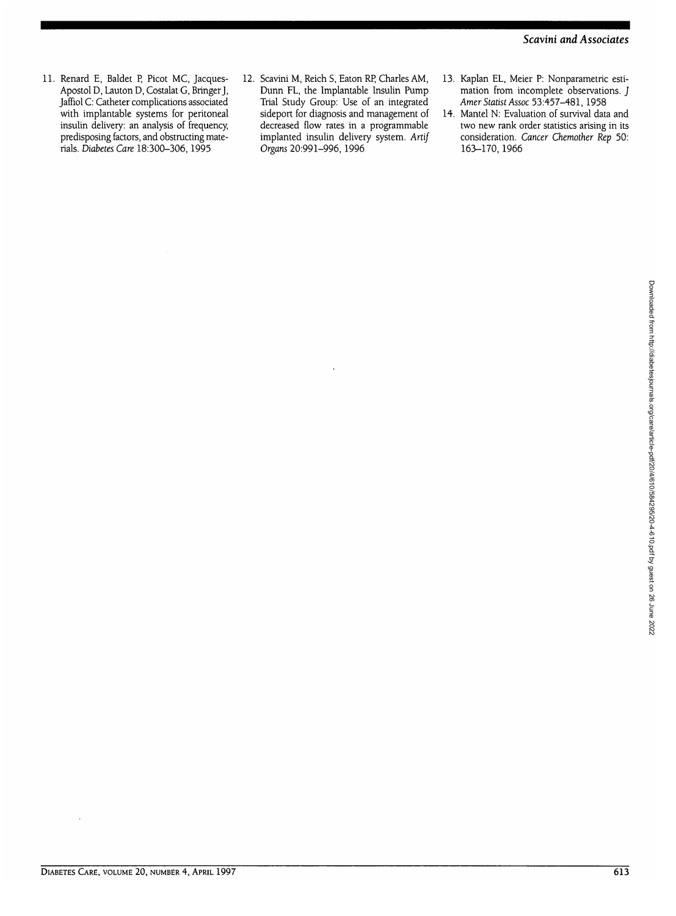11. Renard E, Baldet P, Picot MC, Jacques-Apostol D, Lauton D, Costalat G, Bringer J, Jaffiol C: Catheter complications associated with implantable systems for peritoneal insulin delivery: an analysis of frequency, predisposing factors, and obstructing materials. *Diabetes Care* 18:300–306, 1995
12. Scavini M, Reich S, Eaton RP, Charles AM, Dunn FL, the Implantable Insulin Pump Trial Study Group: Use of an integrated sideport for diagnosis and management of decreased flow rates in a programmable implanted insulin delivery system. *Artif Organs* 20:991–996, 1996
13. Kaplan EL, Meier P: Nonparametric estimation from incomplete observations. *J Amer Statist Assoc* 53:457–481, 1958
14. Mantel N: Evaluation of survival data and two new rank order statistics arising in its consideration. *Cancer Chemother Rep* 50: 163–170, 1966